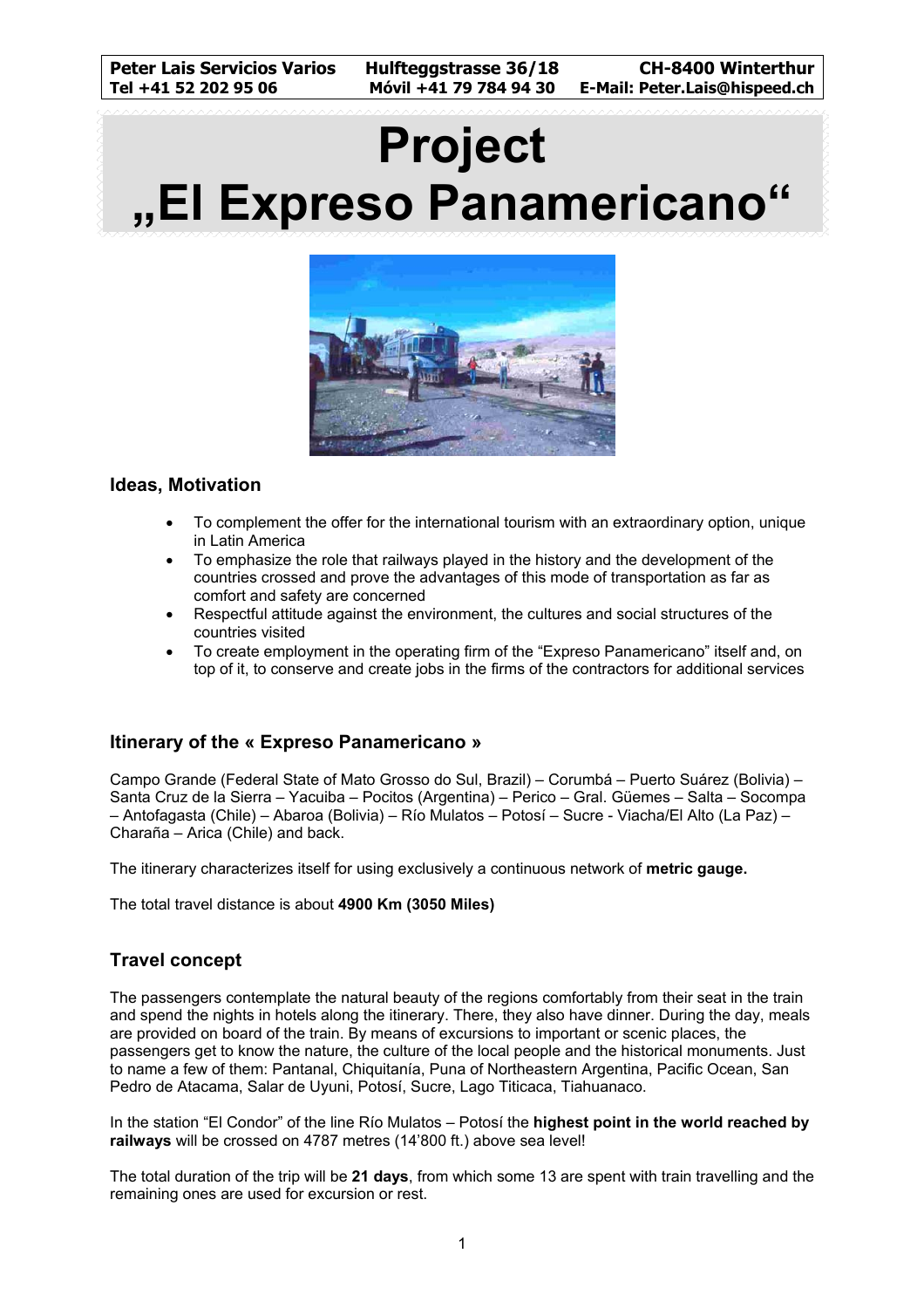**Peter Lais Servicios Varios** **Hulfteggstrasse 36/18** **CH-8400 Winterthur**
**Tel +41 52 202 95 06** **Móvil +41 79 784 94 30** **E-Mail: Peter.Lais@hispeed.ch**

# Project „El Expreso Panamericano“

## Ideas, Motivation

- To complement the offer for the international tourism with an extraordinary option, unique in Latin America
- To emphasize the role that railways played in the history and the development of the countries crossed and prove the advantages of this mode of transportation as far as comfort and safety are concerned
- Respectful attitude against the environment, the cultures and social structures of the countries visited
- To create employment in the operating firm of the "Expreso Panamericano" itself and, on top of it, to conserve and create jobs in the firms of the contractors for additional services

## Itinerary of the « Expreso Panamericano »

Campo Grande (Federal State of Mato Grosso do Sul, Brazil) – Corumbá – Puerto Suárez (Bolivia) – Santa Cruz de la Sierra – Yacuiba – Pocitos (Argentina) – Perico – Gral. Güemes – Salta – Socompa – Antofagasta (Chile) – Abaroa (Bolivia) – Río Mulatos – Potosí – Sucre - Viacha/El Alto (La Paz) – Charaña – Arica (Chile) and back.

The itinerary characterizes itself for using exclusively a continuous network of **metric gauge.**

The total travel distance is about **4900 Km (3050 Miles)**

## Travel concept

The passengers contemplate the natural beauty of the regions comfortably from their seat in the train and spend the nights in hotels along the itinerary. There, they also have dinner. During the day, meals are provided on board of the train. By means of excursions to important or scenic places, the passengers get to know the nature, the culture of the local people and the historical monuments. Just to name a few of them: Pantanal, Chiquitanía, Puna of Northeastern Argentina, Pacific Ocean, San Pedro de Atacama, Salar de Uyuni, Potosí, Sucre, Lago Titicaca, Tiahuanaco.

In the station "El Condor" of the line Río Mulatos – Potosí the **highest point in the world reached by railways** will be crossed on 4787 metres (14'800 ft.) above sea level!

The total duration of the trip will be **21 days**, from which some 13 are spent with train travelling and the remaining ones are used for excursion or rest.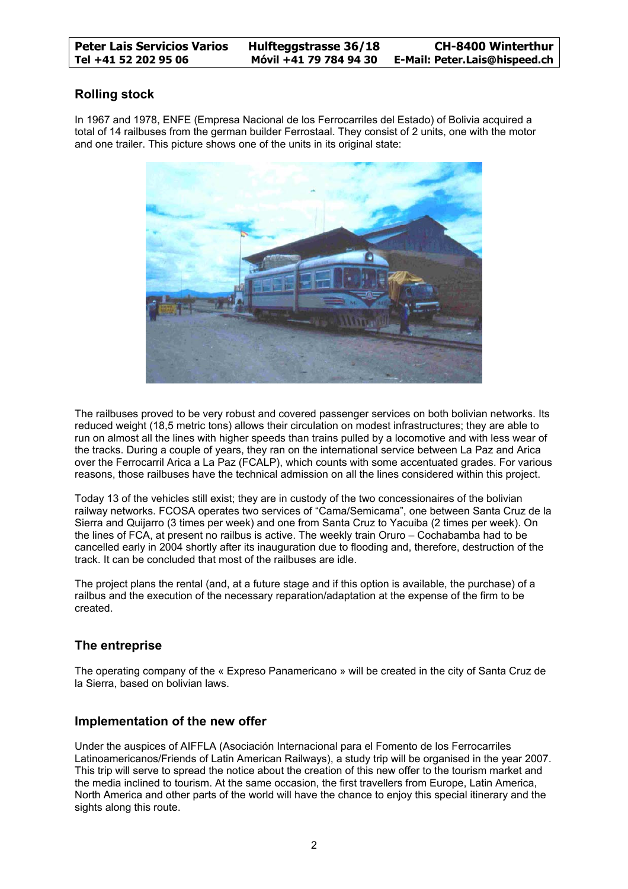## Rolling stock

In 1967 and 1978, ENFE (Empresa Nacional de los Ferrocarriles del Estado) of Bolivia acquired a total of 14 railbuses from the german builder Ferrostaal. They consist of 2 units, one with the motor and one trailer. This picture shows one of the units in its original state:

The railbuses proved to be very robust and covered passenger services on both bolivian networks. Its reduced weight (18,5 metric tons) allows their circulation on modest infrastructures; they are able to run on almost all the lines with higher speeds than trains pulled by a locomotive and with less wear of the tracks. During a couple of years, they ran on the international service between La Paz and Arica over the Ferrocarril Arica a La Paz (FCALP), which counts with some accentuated grades. For various reasons, those railbuses have the technical admission on all the lines considered within this project.

Today 13 of the vehicles still exist; they are in custody of the two concessionaires of the bolivian railway networks. FCOSA operates two services of "Cama/Semicama", one between Santa Cruz de la Sierra and Quijarro (3 times per week) and one from Santa Cruz to Yacuiba (2 times per week). On the lines of FCA, at present no railbus is active. The weekly train Oruro – Cochabamba had to be cancelled early in 2004 shortly after its inauguration due to flooding and, therefore, destruction of the track. It can be concluded that most of the railbuses are idle.

The project plans the rental (and, at a future stage and if this option is available, the purchase) of a railbus and the execution of the necessary reparation/adaptation at the expense of the firm to be created.

## The entreprise

The operating company of the « Expreso Panamericano » will be created in the city of Santa Cruz de la Sierra, based on bolivian laws.

## Implementation of the new offer

Under the auspices of AIFFLA (Asociación Internacional para el Fomento de los Ferrocarriles Latinoamericanos/Friends of Latin American Railways), a study trip will be organised in the year 2007. This trip will serve to spread the notice about the creation of this new offer to the tourism market and the media inclined to tourism. At the same occasion, the first travellers from Europe, Latin America, North America and other parts of the world will have the chance to enjoy this special itinerary and the sights along this route.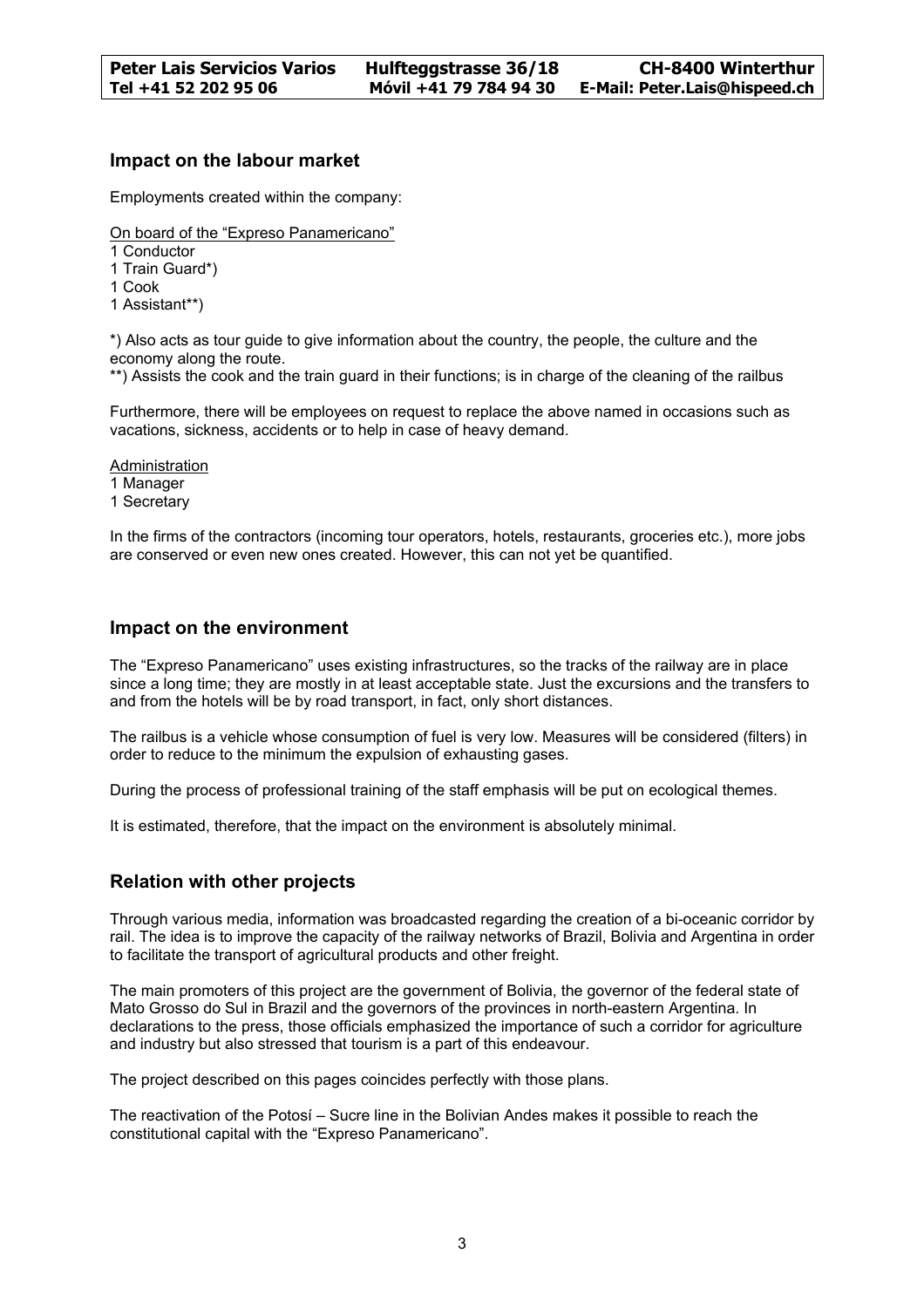## Impact on the labour market

Employments created within the company:

On board of the "Expreso Panamericano"

1 Conductor
1 Train Guard*)
1 Cook
1 Assistant**)

*) Also acts as tour guide to give information about the country, the people, the culture and the economy along the route.
**) Assists the cook and the train guard in their functions; is in charge of the cleaning of the railbus

Furthermore, there will be employees on request to replace the above named in occasions such as vacations, sickness, accidents or to help in case of heavy demand.

Administration

1 Manager
1 Secretary

In the firms of the contractors (incoming tour operators, hotels, restaurants, groceries etc.), more jobs are conserved or even new ones created. However, this can not yet be quantified.

## Impact on the environment

The "Expreso Panamericano" uses existing infrastructures, so the tracks of the railway are in place since a long time; they are mostly in at least acceptable state. Just the excursions and the transfers to and from the hotels will be by road transport, in fact, only short distances.

The railbus is a vehicle whose consumption of fuel is very low. Measures will be considered (filters) in order to reduce to the minimum the expulsion of exhausting gases.

During the process of professional training of the staff emphasis will be put on ecological themes.

It is estimated, therefore, that the impact on the environment is absolutely minimal.

## Relation with other projects

Through various media, information was broadcasted regarding the creation of a bi-oceanic corridor by rail. The idea is to improve the capacity of the railway networks of Brazil, Bolivia and Argentina in order to facilitate the transport of agricultural products and other freight.

The main promoters of this project are the government of Bolivia, the governor of the federal state of Mato Grosso do Sul in Brazil and the governors of the provinces in north-eastern Argentina. In declarations to the press, those officials emphasized the importance of such a corridor for agriculture and industry but also stressed that tourism is a part of this endeavour.

The project described on this pages coincides perfectly with those plans.

The reactivation of the Potosí – Sucre line in the Bolivian Andes makes it possible to reach the constitutional capital with the "Expreso Panamericano".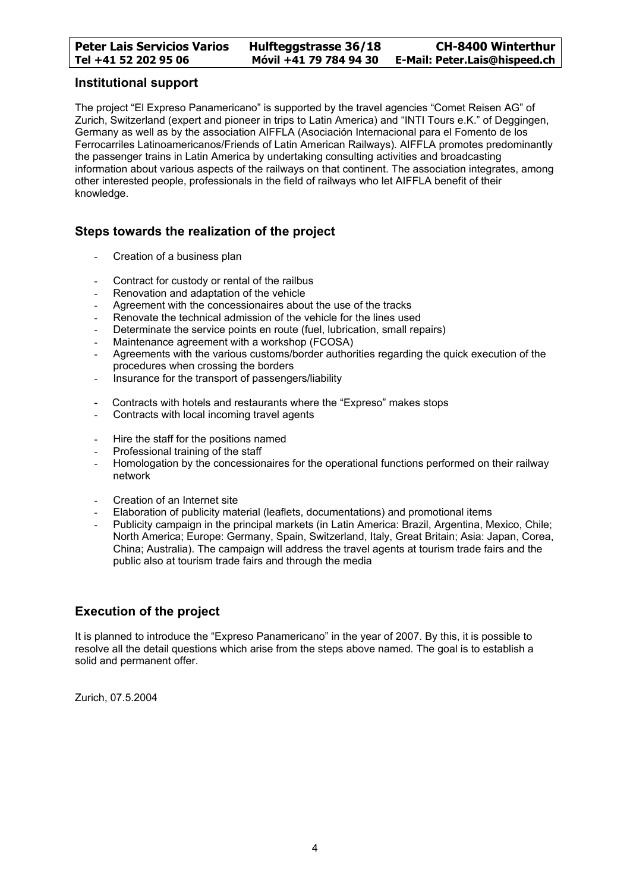## Institutional support

The project "El Expreso Panamericano" is supported by the travel agencies "Comet Reisen AG" of Zurich, Switzerland (expert and pioneer in trips to Latin America) and "INTI Tours e.K." of Deggingen, Germany as well as by the association AIFFLA (Asociación Internacional para el Fomento de los Ferrocarriles Latinoamericanos/Friends of Latin American Railways). AIFFLA promotes predominantly the passenger trains in Latin America by undertaking consulting activities and broadcasting information about various aspects of the railways on that continent. The association integrates, among other interested people, professionals in the field of railways who let AIFFLA benefit of their knowledge.

## Steps towards the realization of the project

- Creation of a business plan

- Contract for custody or rental of the railbus
- Renovation and adaptation of the vehicle
- Agreement with the concessionaires about the use of the tracks
- Renovate the technical admission of the vehicle for the lines used
- Determinate the service points en route (fuel, lubrication, small repairs)
- Maintenance agreement with a workshop (FCOSA)
- Agreements with the various customs/border authorities regarding the quick execution of the procedures when crossing the borders
- Insurance for the transport of passengers/liability

- Contracts with hotels and restaurants where the "Expreso" makes stops
- Contracts with local incoming travel agents

- Hire the staff for the positions named
- Professional training of the staff
- Homologation by the concessionaires for the operational functions performed on their railway network

- Creation of an Internet site
- Elaboration of publicity material (leaflets, documentations) and promotional items
- Publicity campaign in the principal markets (in Latin America: Brazil, Argentina, Mexico, Chile; North America; Europe: Germany, Spain, Switzerland, Italy, Great Britain; Asia: Japan, Corea, China; Australia). The campaign will address the travel agents at tourism trade fairs and the public also at tourism trade fairs and through the media

## Execution of the project

It is planned to introduce the "Expreso Panamericano" in the year of 2007. By this, it is possible to resolve all the detail questions which arise from the steps above named. The goal is to establish a solid and permanent offer.

Zurich, 07.5.2004